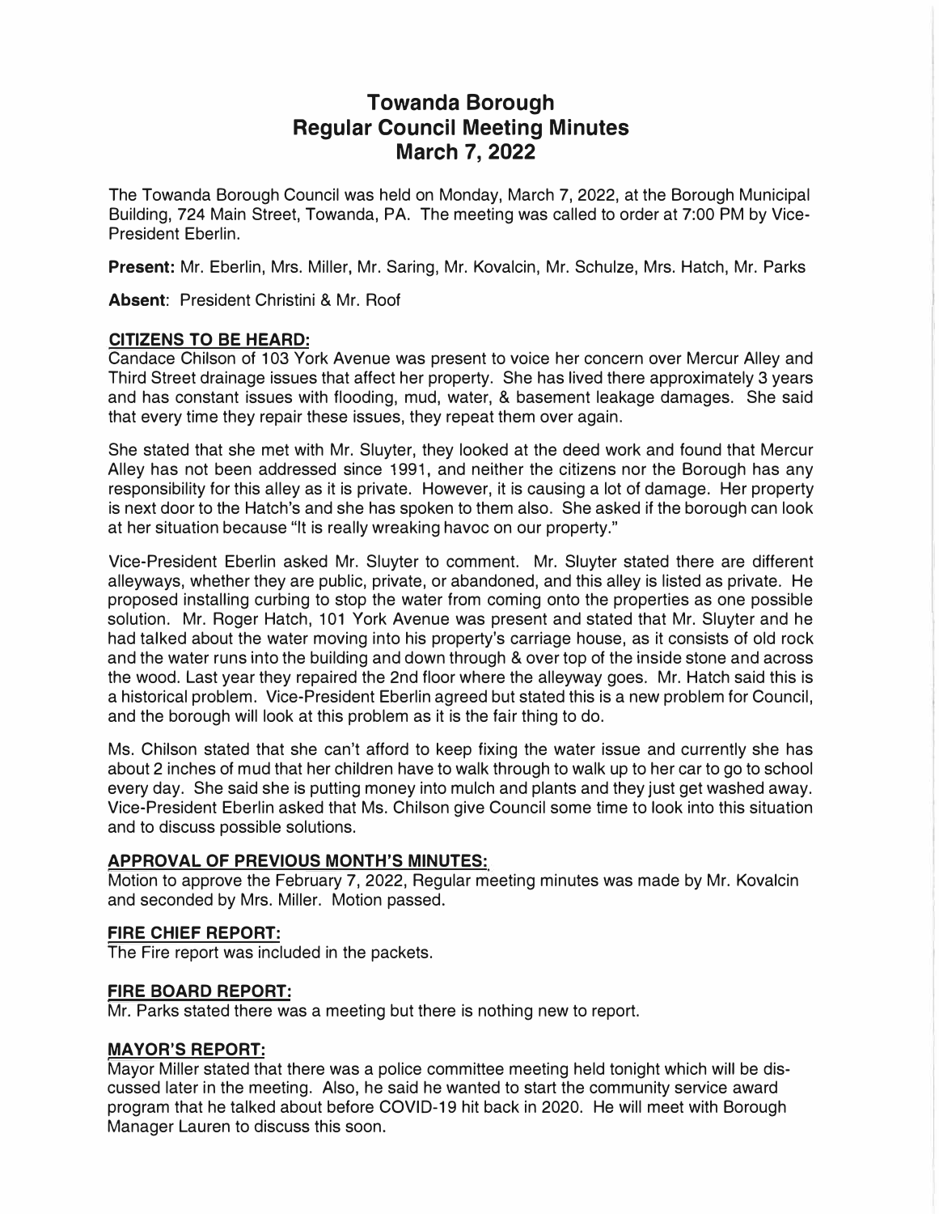# Towanda Borough
# Regular Council Meeting Minutes
# March 7, 2022

The Towanda Borough Council was held on Monday, March 7, 2022, at the Borough Municipal Building, 724 Main Street, Towanda, PA. The meeting was called to order at 7:00 PM by Vice-President Eberlin.

**Present:** Mr. Eberlin, Mrs. Miller, Mr. Saring, Mr. Kovalcin, Mr. Schulze, Mrs. Hatch, Mr. Parks

**Absent**: President Christini & Mr. Roof

## CITIZENS TO BE HEARD:

Candace Chilson of 103 York Avenue was present to voice her concern over Mercur Alley and Third Street drainage issues that affect her property. She has lived there approximately 3 years and has constant issues with flooding, mud, water, & basement leakage damages. She said that every time they repair these issues, they repeat them over again.

She stated that she met with Mr. Sluyter, they looked at the deed work and found that Mercur Alley has not been addressed since 1991, and neither the citizens nor the Borough has any responsibility for this alley as it is private. However, it is causing a lot of damage. Her property is next door to the Hatch's and she has spoken to them also. She asked if the borough can look at her situation because "It is really wreaking havoc on our property."

Vice-President Eberlin asked Mr. Sluyter to comment. Mr. Sluyter stated there are different alleyways, whether they are public, private, or abandoned, and this alley is listed as private. He proposed installing curbing to stop the water from coming onto the properties as one possible solution. Mr. Roger Hatch, 101 York Avenue was present and stated that Mr. Sluyter and he had talked about the water moving into his property's carriage house, as it consists of old rock and the water runs into the building and down through & over top of the inside stone and across the wood. Last year they repaired the 2nd floor where the alleyway goes. Mr. Hatch said this is a historical problem. Vice-President Eberlin agreed but stated this is a new problem for Council, and the borough will look at this problem as it is the fair thing to do.

Ms. Chilson stated that she can't afford to keep fixing the water issue and currently she has about 2 inches of mud that her children have to walk through to walk up to her car to go to school every day. She said she is putting money into mulch and plants and they just get washed away. Vice-President Eberlin asked that Ms. Chilson give Council some time to look into this situation and to discuss possible solutions.

## APPROVAL OF PREVIOUS MONTH'S MINUTES:

Motion to approve the February 7, 2022, Regular meeting minutes was made by Mr. Kovalcin and seconded by Mrs. Miller. Motion passed.

## FIRE CHIEF REPORT:

The Fire report was included in the packets.

## FIRE BOARD REPORT:

Mr. Parks stated there was a meeting but there is nothing new to report.

## MAYOR'S REPORT:

Mayor Miller stated that there was a police committee meeting held tonight which will be discussed later in the meeting. Also, he said he wanted to start the community service award program that he talked about before COVID-19 hit back in 2020. He will meet with Borough Manager Lauren to discuss this soon.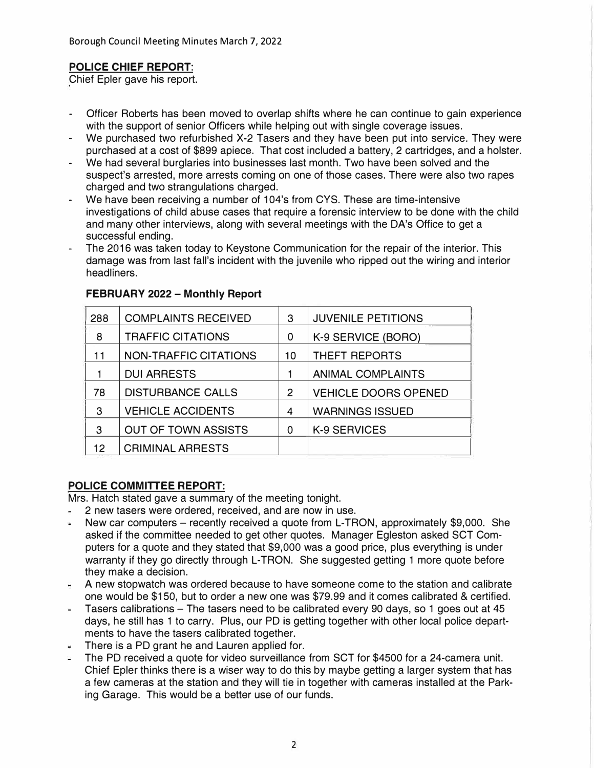Borough Council Meeting Minutes March 7, 2022

## POLICE CHIEF REPORT:

Chief Epler gave his report.

- Officer Roberts has been moved to overlap shifts where he can continue to gain experience with the support of senior Officers while helping out with single coverage issues.
- We purchased two refurbished X-2 Tasers and they have been put into service. They were purchased at a cost of $899 apiece. That cost included a battery, 2 cartridges, and a holster.
- We had several burglaries into businesses last month. Two have been solved and the suspect's arrested, more arrests coming on one of those cases. There were also two rapes charged and two strangulations charged.
- We have been receiving a number of 104's from CYS. These are time-intensive investigations of child abuse cases that require a forensic interview to be done with the child and many other interviews, along with several meetings with the DA's Office to get a successful ending.
- The 2016 was taken today to Keystone Communication for the repair of the interior. This damage was from last fall's incident with the juvenile who ripped out the wiring and interior headliners.

### FEBRUARY 2022 – Monthly Report

| | | | |
|---|---|---|---|
| 288 | COMPLAINTS RECEIVED | 3 | JUVENILE PETITIONS |
| 8 | TRAFFIC CITATIONS | 0 | K-9 SERVICE (BORO) |
| 11 | NON-TRAFFIC CITATIONS | 10 | THEFT REPORTS |
| 1 | DUI ARRESTS | 1 | ANIMAL COMPLAINTS |
| 78 | DISTURBANCE CALLS | 2 | VEHICLE DOORS OPENED |
| 3 | VEHICLE ACCIDENTS | 4 | WARNINGS ISSUED |
| 3 | OUT OF TOWN ASSISTS | 0 | K-9 SERVICES |
| 12 | CRIMINAL ARRESTS | | |

## POLICE COMMITTEE REPORT:

Mrs. Hatch stated gave a summary of the meeting tonight.

- 2 new tasers were ordered, received, and are now in use.
- New car computers – recently received a quote from L-TRON, approximately $9,000. She asked if the committee needed to get other quotes. Manager Egleston asked SCT Computers for a quote and they stated that $9,000 was a good price, plus everything is under warranty if they go directly through L-TRON. She suggested getting 1 more quote before they make a decision.
- A new stopwatch was ordered because to have someone come to the station and calibrate one would be $150, but to order a new one was $79.99 and it comes calibrated & certified.
- Tasers calibrations – The tasers need to be calibrated every 90 days, so 1 goes out at 45 days, he still has 1 to carry. Plus, our PD is getting together with other local police departments to have the tasers calibrated together.
- There is a PD grant he and Lauren applied for.
- The PD received a quote for video surveillance from SCT for $4500 for a 24-camera unit. Chief Epler thinks there is a wiser way to do this by maybe getting a larger system that has a few cameras at the station and they will tie in together with cameras installed at the Parking Garage. This would be a better use of our funds.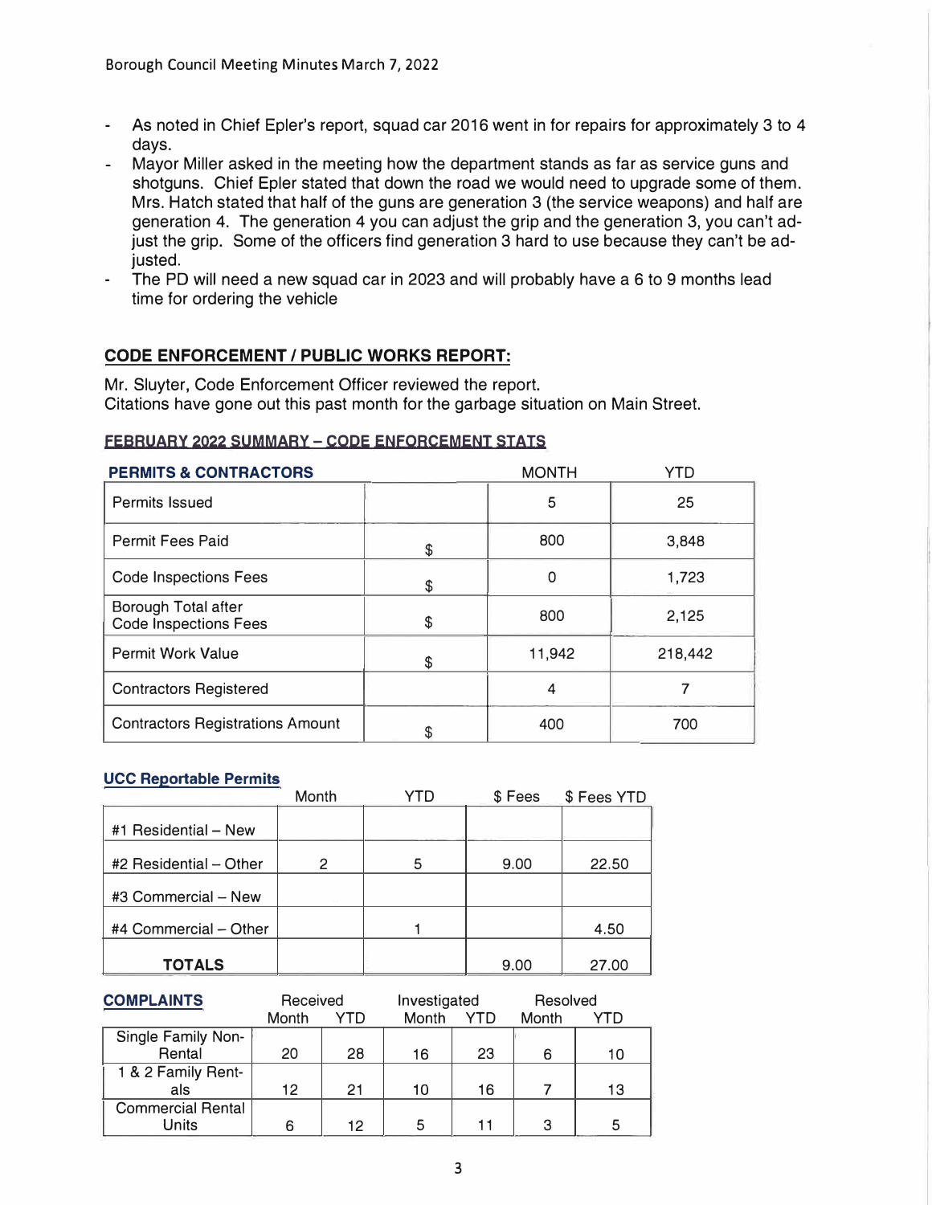- As noted in Chief Epler's report, squad car 2016 went in for repairs for approximately 3 to 4 days.
- Mayor Miller asked in the meeting how the department stands as far as service guns and shotguns. Chief Epler stated that down the road we would need to upgrade some of them. Mrs. Hatch stated that half of the guns are generation 3 (the service weapons) and half are generation 4. The generation 4 you can adjust the grip and the generation 3, you can't adjust the grip. Some of the officers find generation 3 hard to use because they can't be adjusted.
- The PD will need a new squad car in 2023 and will probably have a 6 to 9 months lead time for ordering the vehicle

## CODE ENFORCEMENT / PUBLIC WORKS REPORT:

Mr. Sluyter, Code Enforcement Officer reviewed the report.
Citations have gone out this past month for the garbage situation on Main Street.

### FEBRUARY 2022 SUMMARY – CODE ENFORCEMENT STATS

| PERMITS & CONTRACTORS | | MONTH | YTD |
|---|---|---|---|
| Permits Issued | | 5 | 25 |
| Permit Fees Paid | $ | 800 | 3,848 |
| Code Inspections Fees | $ | 0 | 1,723 |
| Borough Total after Code Inspections Fees | $ | 800 | 2,125 |
| Permit Work Value | $ | 11,942 | 218,442 |
| Contractors Registered | | 4 | 7 |
| Contractors Registrations Amount | $ | 400 | 700 |

**UCC Reportable Permits**

| | Month | YTD | $ Fees | $ Fees YTD |
|---|---|---|---|---|
| #1 Residential – New | | | | |
| #2 Residential – Other | 2 | 5 | 9.00 | 22.50 |
| #3 Commercial – New | | | | |
| #4 Commercial – Other | | 1 | | 4.50 |
| **TOTALS** | | | 9.00 | 27.00 |

| COMPLAINTS | Received | | Investigated | | Resolved | |
|---|---|---|---|---|---|---|
| | Month | YTD | Month | YTD | Month | YTD |
| Single Family Non-Rental | 20 | 28 | 16 | 23 | 6 | 10 |
| 1 & 2 Family Rentals | 12 | 21 | 10 | 16 | 7 | 13 |
| Commercial Rental Units | 6 | 12 | 5 | 11 | 3 | 5 |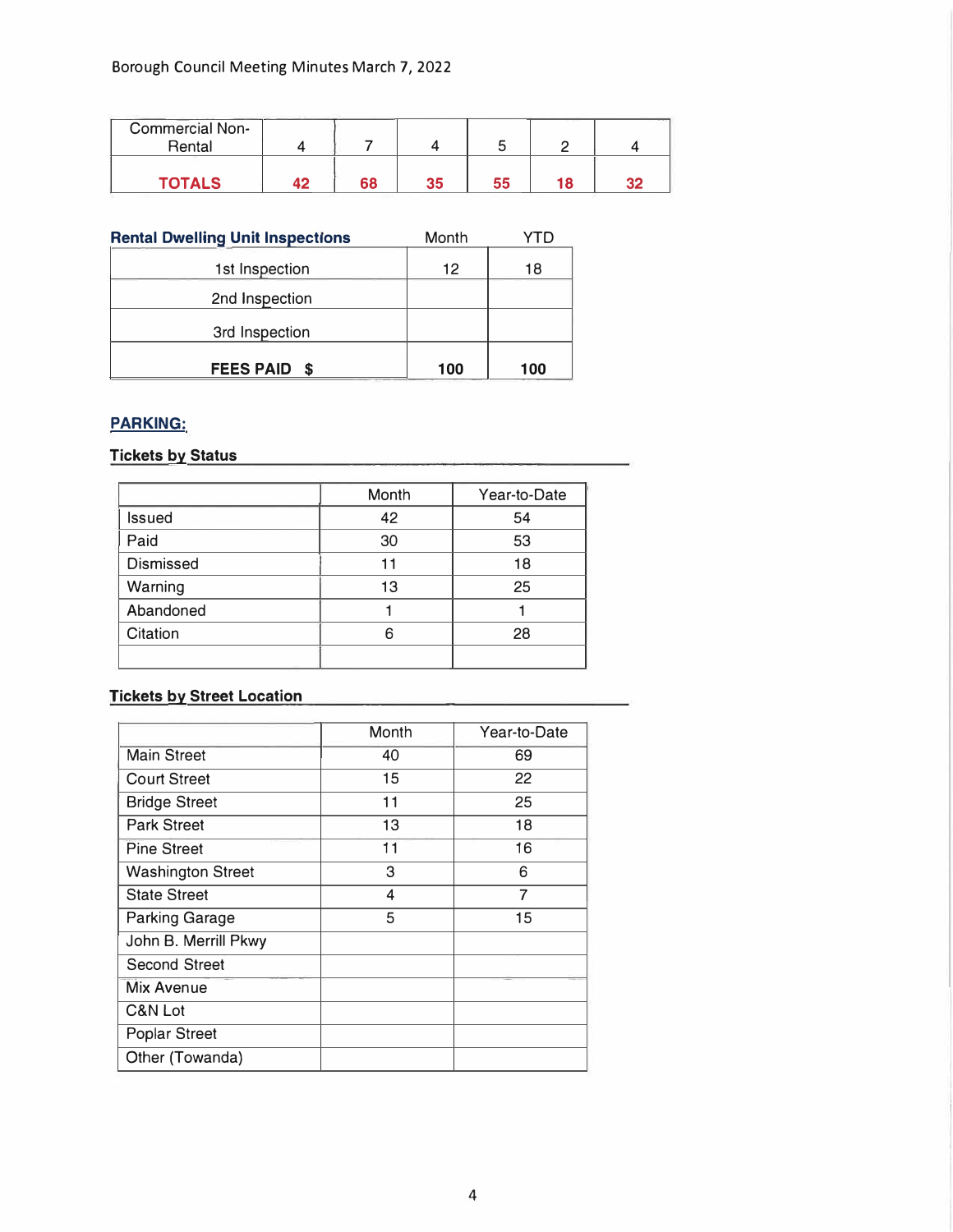| Commercial Non-Rental | 4 | 7 | 4 | 5 | 2 | 4 |
|---|---|---|---|---|---|---|
| **TOTALS** | **42** | **68** | **35** | **55** | **18** | **32** |

**Rental Dwelling Unit Inspections**

| | Month | YTD |
|---|---|---|
| 1st Inspection | 12 | 18 |
| 2nd Inspection | | |
| 3rd Inspection | | |
| **FEES PAID $** | **100** | **100** |

## PARKING:

### Tickets by Status

| | Month | Year-to-Date |
|---|---|---|
| Issued | 42 | 54 |
| Paid | 30 | 53 |
| Dismissed | 11 | 18 |
| Warning | 13 | 25 |
| Abandoned | 1 | 1 |
| Citation | 6 | 28 |
| | | |

### Tickets by Street Location

| | Month | Year-to-Date |
|---|---|---|
| Main Street | 40 | 69 |
| Court Street | 15 | 22 |
| Bridge Street | 11 | 25 |
| Park Street | 13 | 18 |
| Pine Street | 11 | 16 |
| Washington Street | 3 | 6 |
| State Street | 4 | 7 |
| Parking Garage | 5 | 15 |
| John B. Merrill Pkwy | | |
| Second Street | | |
| Mix Avenue | | |
| C&N Lot | | |
| Poplar Street | | |
| Other (Towanda) | | |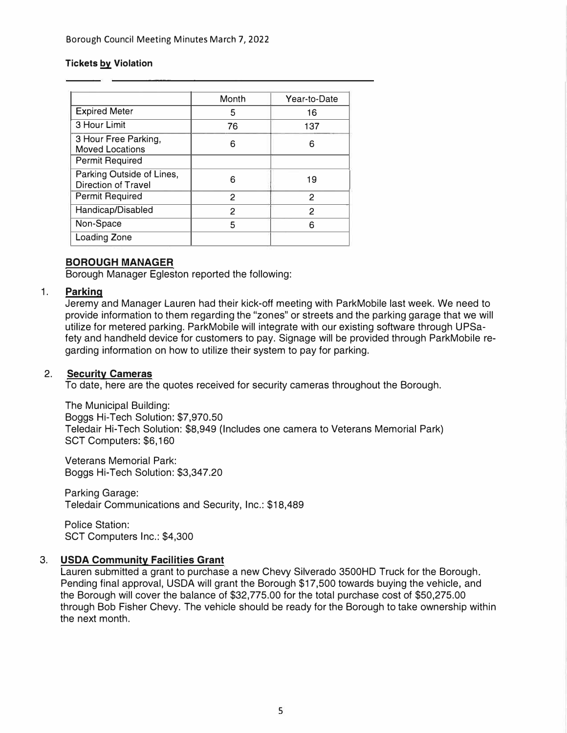**Tickets by Violation**

| | Month | Year-to-Date |
|---|---|---|
| Expired Meter | 5 | 16 |
| 3 Hour Limit | 76 | 137 |
| 3 Hour Free Parking, Moved Locations | 6 | 6 |
| Permit Required | | |
| Parking Outside of Lines, Direction of Travel | 6 | 19 |
| Permit Required | 2 | 2 |
| Handicap/Disabled | 2 | 2 |
| Non-Space | 5 | 6 |
| Loading Zone | | |

## BOROUGH MANAGER

Borough Manager Egleston reported the following:

1. **Parking**
   Jeremy and Manager Lauren had their kick-off meeting with ParkMobile last week. We need to provide information to them regarding the "zones" or streets and the parking garage that we will utilize for metered parking. ParkMobile will integrate with our existing software through UPSafety and handheld device for customers to pay. Signage will be provided through ParkMobile regarding information on how to utilize their system to pay for parking.

2. **Security Cameras**
   To date, here are the quotes received for security cameras throughout the Borough.

   The Municipal Building:
   Boggs Hi-Tech Solution: $7,970.50
   Teledair Hi-Tech Solution: $8,949 (Includes one camera to Veterans Memorial Park)
   SCT Computers: $6,160

   Veterans Memorial Park:
   Boggs Hi-Tech Solution: $3,347.20

   Parking Garage:
   Teledair Communications and Security, Inc.: $18,489

   Police Station:
   SCT Computers Inc.: $4,300

3. **USDA Community Facilities Grant**
   Lauren submitted a grant to purchase a new Chevy Silverado 3500HD Truck for the Borough. Pending final approval, USDA will grant the Borough $17,500 towards buying the vehicle, and the Borough will cover the balance of $32,775.00 for the total purchase cost of $50,275.00 through Bob Fisher Chevy. The vehicle should be ready for the Borough to take ownership within the next month.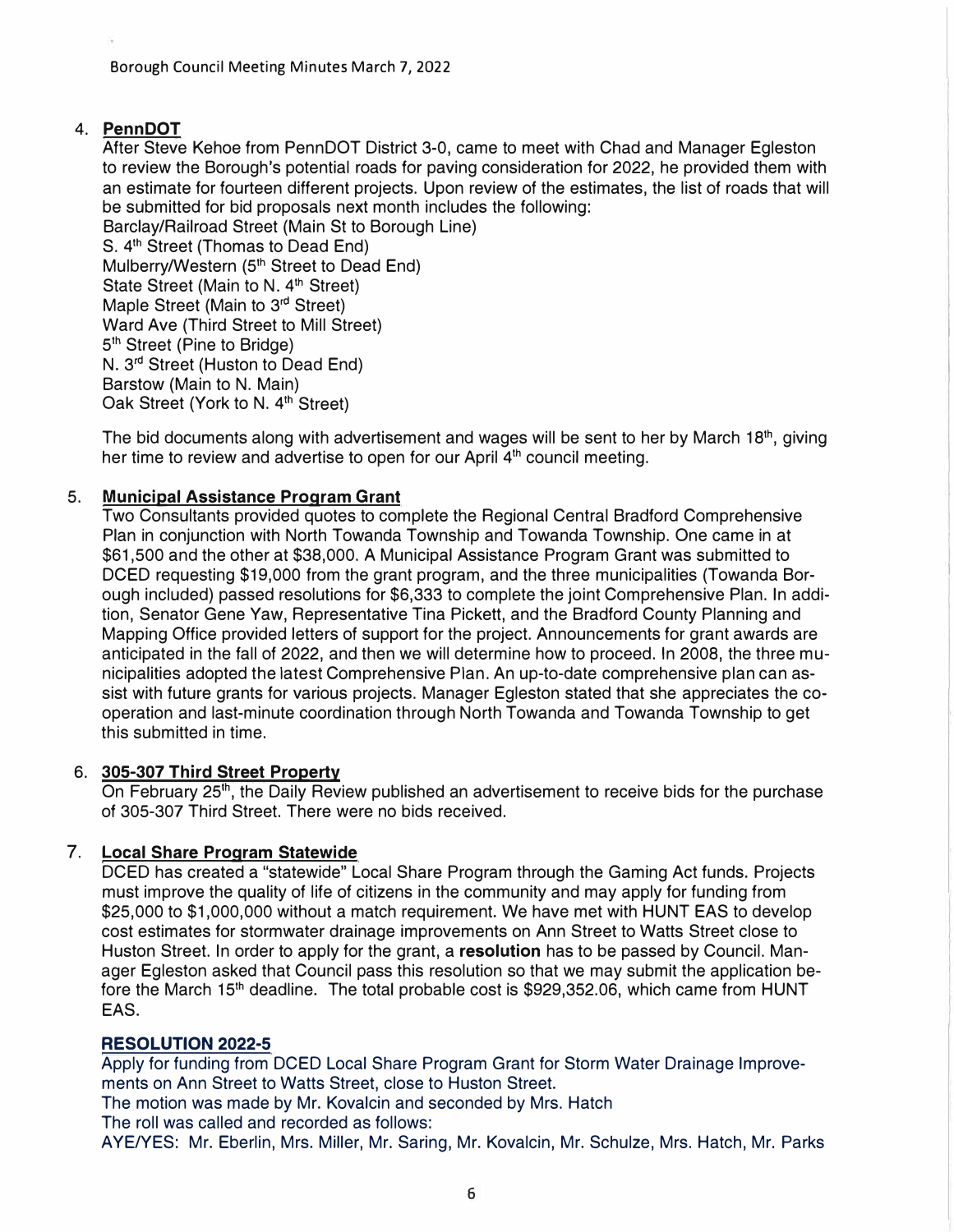4. **PennDOT**

After Steve Kehoe from PennDOT District 3-0, came to meet with Chad and Manager Egleston to review the Borough's potential roads for paving consideration for 2022, he provided them with an estimate for fourteen different projects. Upon review of the estimates, the list of roads that will be submitted for bid proposals next month includes the following:

Barclay/Railroad Street (Main St to Borough Line)
S. 4th Street (Thomas to Dead End)
Mulberry/Western (5th Street to Dead End)
State Street (Main to N. 4th Street)
Maple Street (Main to 3rd Street)
Ward Ave (Third Street to Mill Street)
5th Street (Pine to Bridge)
N. 3rd Street (Huston to Dead End)
Barstow (Main to N. Main)
Oak Street (York to N. 4th Street)

The bid documents along with advertisement and wages will be sent to her by March 18th, giving her time to review and advertise to open for our April 4th council meeting.

5. **Municipal Assistance Program Grant**

Two Consultants provided quotes to complete the Regional Central Bradford Comprehensive Plan in conjunction with North Towanda Township and Towanda Township. One came in at $61,500 and the other at $38,000. A Municipal Assistance Program Grant was submitted to DCED requesting $19,000 from the grant program, and the three municipalities (Towanda Borough included) passed resolutions for $6,333 to complete the joint Comprehensive Plan. In addition, Senator Gene Yaw, Representative Tina Pickett, and the Bradford County Planning and Mapping Office provided letters of support for the project. Announcements for grant awards are anticipated in the fall of 2022, and then we will determine how to proceed. In 2008, the three municipalities adopted the latest Comprehensive Plan. An up-to-date comprehensive plan can assist with future grants for various projects. Manager Egleston stated that she appreciates the cooperation and last-minute coordination through North Towanda and Towanda Township to get this submitted in time.

6. **305-307 Third Street Property**

On February 25th, the Daily Review published an advertisement to receive bids for the purchase of 305-307 Third Street. There were no bids received.

7. **Local Share Program Statewide**

DCED has created a "statewide" Local Share Program through the Gaming Act funds. Projects must improve the quality of life of citizens in the community and may apply for funding from $25,000 to $1,000,000 without a match requirement. We have met with HUNT EAS to develop cost estimates for stormwater drainage improvements on Ann Street to Watts Street close to Huston Street. In order to apply for the grant, a **resolution** has to be passed by Council. Manager Egleston asked that Council pass this resolution so that we may submit the application before the March 15th deadline. The total probable cost is $929,352.06, which came from HUNT EAS.

**RESOLUTION 2022-5**

Apply for funding from DCED Local Share Program Grant for Storm Water Drainage Improvements on Ann Street to Watts Street, close to Huston Street.
The motion was made by Mr. Kovalcin and seconded by Mrs. Hatch
The roll was called and recorded as follows:
AYE/YES: Mr. Eberlin, Mrs. Miller, Mr. Saring, Mr. Kovalcin, Mr. Schulze, Mrs. Hatch, Mr. Parks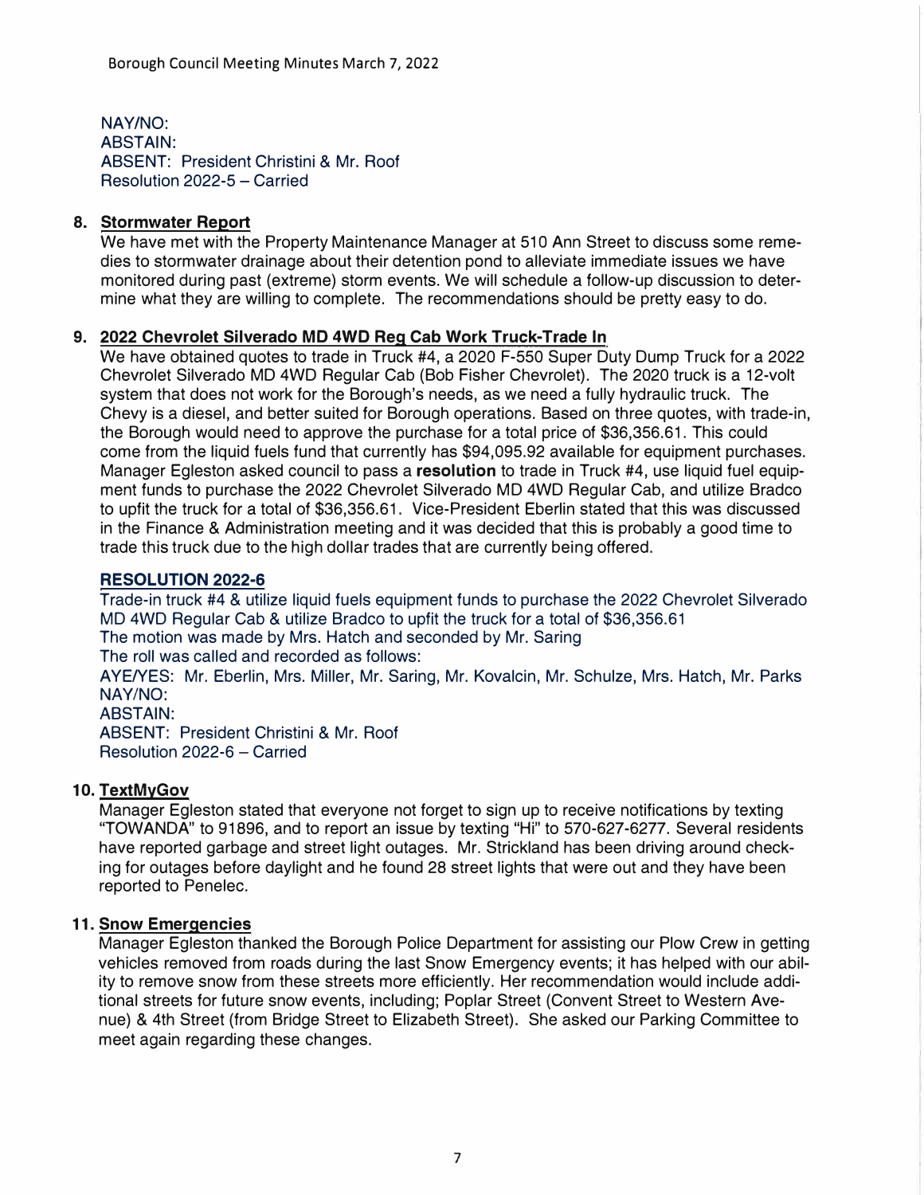NAY/NO:
ABSTAIN:
ABSENT: President Christini & Mr. Roof
Resolution 2022-5 – Carried

8. **Stormwater Report**
We have met with the Property Maintenance Manager at 510 Ann Street to discuss some remedies to stormwater drainage about their detention pond to alleviate immediate issues we have monitored during past (extreme) storm events. We will schedule a follow-up discussion to determine what they are willing to complete. The recommendations should be pretty easy to do.

9. **2022 Chevrolet Silverado MD 4WD Reg Cab Work Truck-Trade In**
We have obtained quotes to trade in Truck #4, a 2020 F-550 Super Duty Dump Truck for a 2022 Chevrolet Silverado MD 4WD Regular Cab (Bob Fisher Chevrolet). The 2020 truck is a 12-volt system that does not work for the Borough's needs, as we need a fully hydraulic truck. The Chevy is a diesel, and better suited for Borough operations. Based on three quotes, with trade-in, the Borough would need to approve the purchase for a total price of $36,356.61. This could come from the liquid fuels fund that currently has $94,095.92 available for equipment purchases. Manager Egleston asked council to pass a **resolution** to trade in Truck #4, use liquid fuel equipment funds to purchase the 2022 Chevrolet Silverado MD 4WD Regular Cab, and utilize Bradco to upfit the truck for a total of $36,356.61. Vice-President Eberlin stated that this was discussed in the Finance & Administration meeting and it was decided that this is probably a good time to trade this truck due to the high dollar trades that are currently being offered.

**RESOLUTION 2022-6**
Trade-in truck #4 & utilize liquid fuels equipment funds to purchase the 2022 Chevrolet Silverado MD 4WD Regular Cab & utilize Bradco to upfit the truck for a total of $36,356.61
The motion was made by Mrs. Hatch and seconded by Mr. Saring
The roll was called and recorded as follows:
AYE/YES: Mr. Eberlin, Mrs. Miller, Mr. Saring, Mr. Kovalcin, Mr. Schulze, Mrs. Hatch, Mr. Parks
NAY/NO:
ABSTAIN:
ABSENT: President Christini & Mr. Roof
Resolution 2022-6 – Carried

10. **TextMyGov**
Manager Egleston stated that everyone not forget to sign up to receive notifications by texting "TOWANDA" to 91896, and to report an issue by texting "Hi" to 570-627-6277. Several residents have reported garbage and street light outages. Mr. Strickland has been driving around checking for outages before daylight and he found 28 street lights that were out and they have been reported to Penelec.

11. **Snow Emergencies**
Manager Egleston thanked the Borough Police Department for assisting our Plow Crew in getting vehicles removed from roads during the last Snow Emergency events; it has helped with our ability to remove snow from these streets more efficiently. Her recommendation would include additional streets for future snow events, including; Poplar Street (Convent Street to Western Avenue) & 4th Street (from Bridge Street to Elizabeth Street). She asked our Parking Committee to meet again regarding these changes.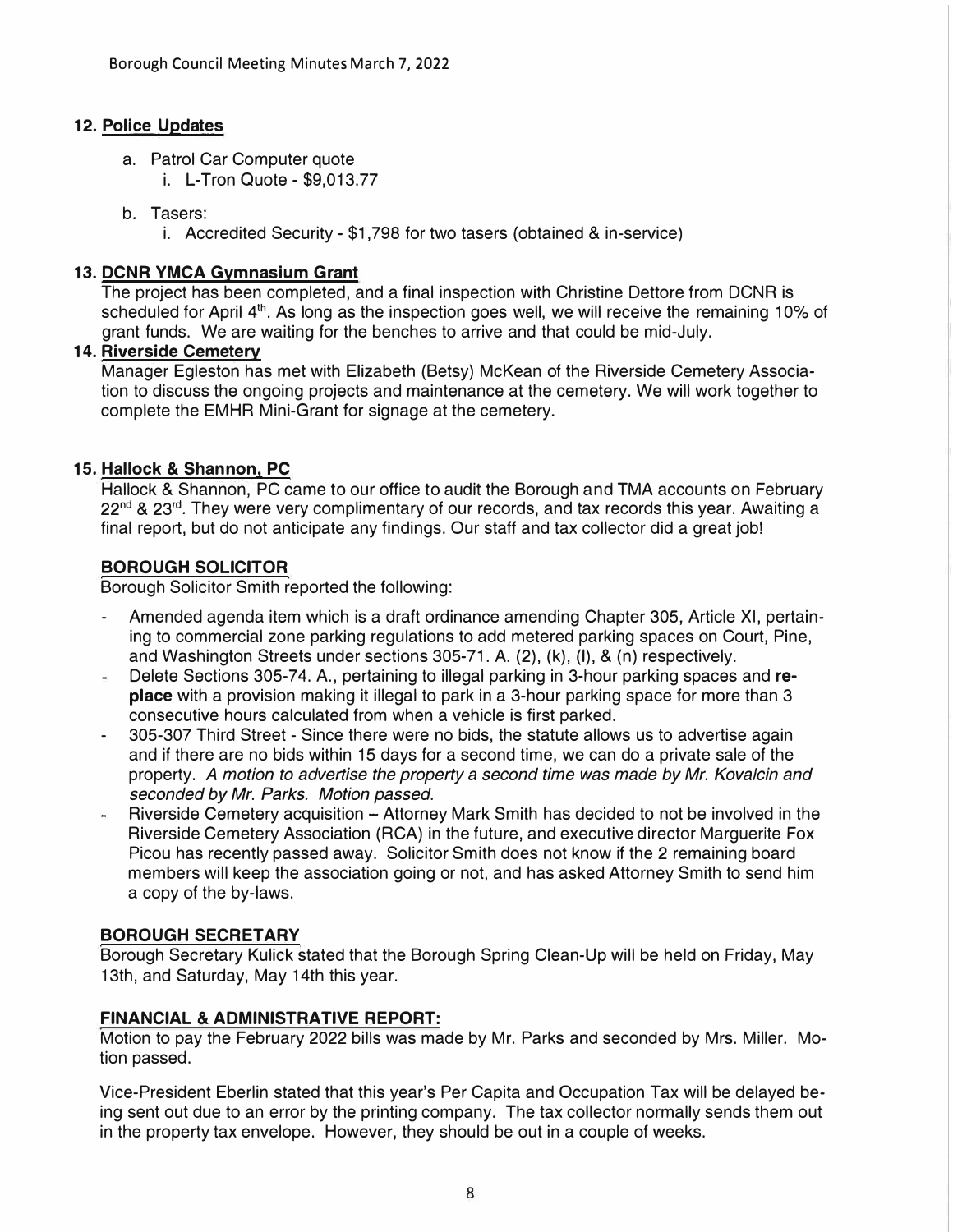## 12. Police Updates

a. Patrol Car Computer quote
   i. L-Tron Quote - $9,013.77

b. Tasers:
   i. Accredited Security - $1,798 for two tasers (obtained & in-service)

## 13. DCNR YMCA Gymnasium Grant

The project has been completed, and a final inspection with Christine Dettore from DCNR is scheduled for April 4th. As long as the inspection goes well, we will receive the remaining 10% of grant funds. We are waiting for the benches to arrive and that could be mid-July.

## 14. Riverside Cemetery

Manager Egleston has met with Elizabeth (Betsy) McKean of the Riverside Cemetery Association to discuss the ongoing projects and maintenance at the cemetery. We will work together to complete the EMHR Mini-Grant for signage at the cemetery.

## 15. Hallock & Shannon, PC

Hallock & Shannon, PC came to our office to audit the Borough and TMA accounts on February 22nd & 23rd. They were very complimentary of our records, and tax records this year. Awaiting a final report, but do not anticipate any findings. Our staff and tax collector did a great job!

### BOROUGH SOLICITOR

Borough Solicitor Smith reported the following:

- Amended agenda item which is a draft ordinance amending Chapter 305, Article XI, pertaining to commercial zone parking regulations to add metered parking spaces on Court, Pine, and Washington Streets under sections 305-71. A. (2), (k), (l), & (n) respectively.
- Delete Sections 305-74. A., pertaining to illegal parking in 3-hour parking spaces and **replace** with a provision making it illegal to park in a 3-hour parking space for more than 3 consecutive hours calculated from when a vehicle is first parked.
- 305-307 Third Street - Since there were no bids, the statute allows us to advertise again and if there are no bids within 15 days for a second time, we can do a private sale of the property. *A motion to advertise the property a second time was made by Mr. Kovalcin and seconded by Mr. Parks. Motion passed.*
- Riverside Cemetery acquisition – Attorney Mark Smith has decided to not be involved in the Riverside Cemetery Association (RCA) in the future, and executive director Marguerite Fox Picou has recently passed away. Solicitor Smith does not know if the 2 remaining board members will keep the association going or not, and has asked Attorney Smith to send him a copy of the by-laws.

### BOROUGH SECRETARY

Borough Secretary Kulick stated that the Borough Spring Clean-Up will be held on Friday, May 13th, and Saturday, May 14th this year.

### FINANCIAL & ADMINISTRATIVE REPORT:

Motion to pay the February 2022 bills was made by Mr. Parks and seconded by Mrs. Miller. Motion passed.

Vice-President Eberlin stated that this year's Per Capita and Occupation Tax will be delayed being sent out due to an error by the printing company. The tax collector normally sends them out in the property tax envelope. However, they should be out in a couple of weeks.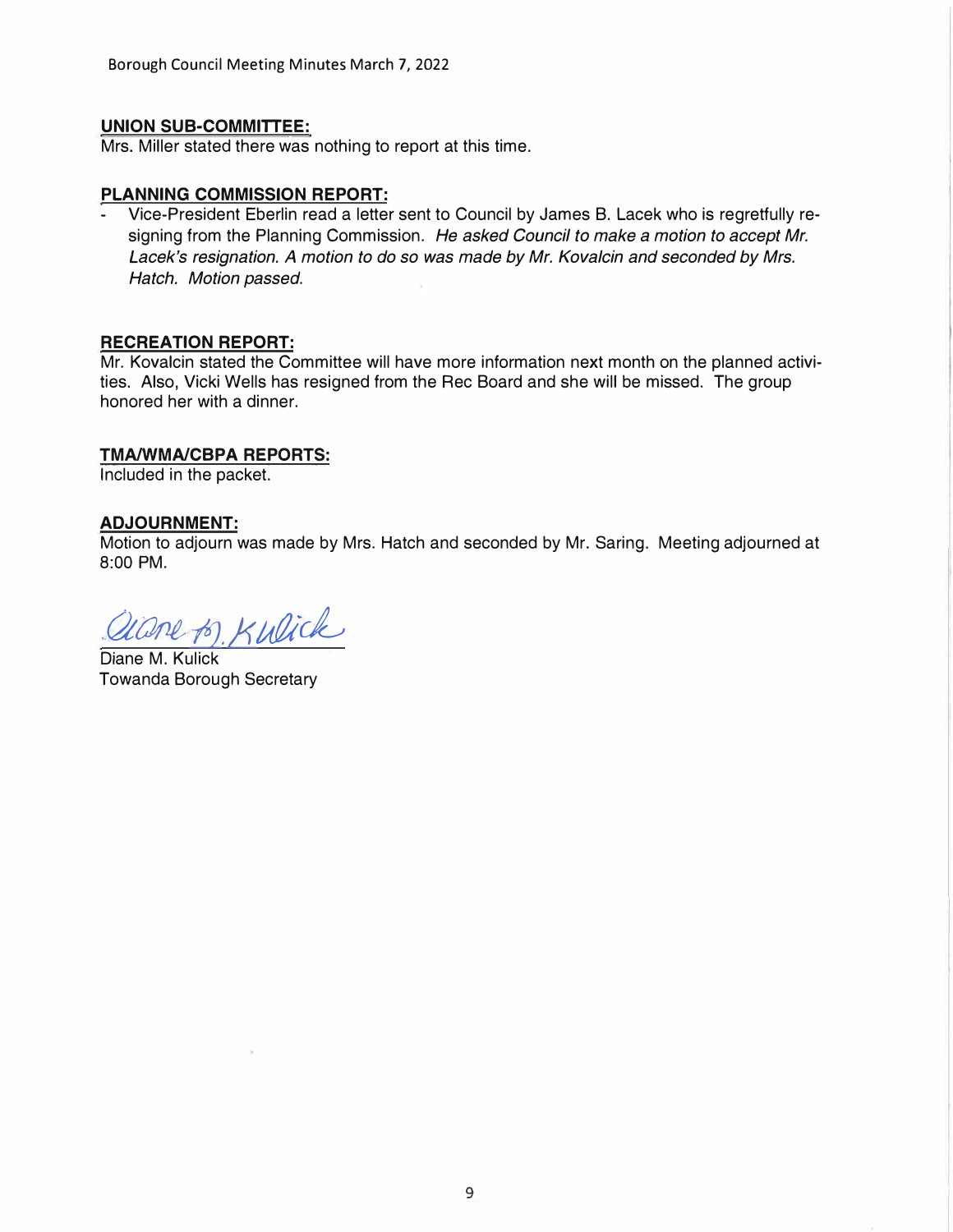**UNION SUB-COMMITTEE:**
Mrs. Miller stated there was nothing to report at this time.

**PLANNING COMMISSION REPORT:**

- Vice-President Eberlin read a letter sent to Council by James B. Lacek who is regretfully resigning from the Planning Commission. *He asked Council to make a motion to accept Mr. Lacek's resignation. A motion to do so was made by Mr. Kovalcin and seconded by Mrs. Hatch. Motion passed.*

**RECREATION REPORT:**
Mr. Kovalcin stated the Committee will have more information next month on the planned activities. Also, Vicki Wells has resigned from the Rec Board and she will be missed. The group honored her with a dinner.

**TMA/WMA/CBPA REPORTS:**
Included in the packet.

**ADJOURNMENT:**
Motion to adjourn was made by Mrs. Hatch and seconded by Mr. Saring. Meeting adjourned at 8:00 PM.

Diane M. Kulick
Towanda Borough Secretary